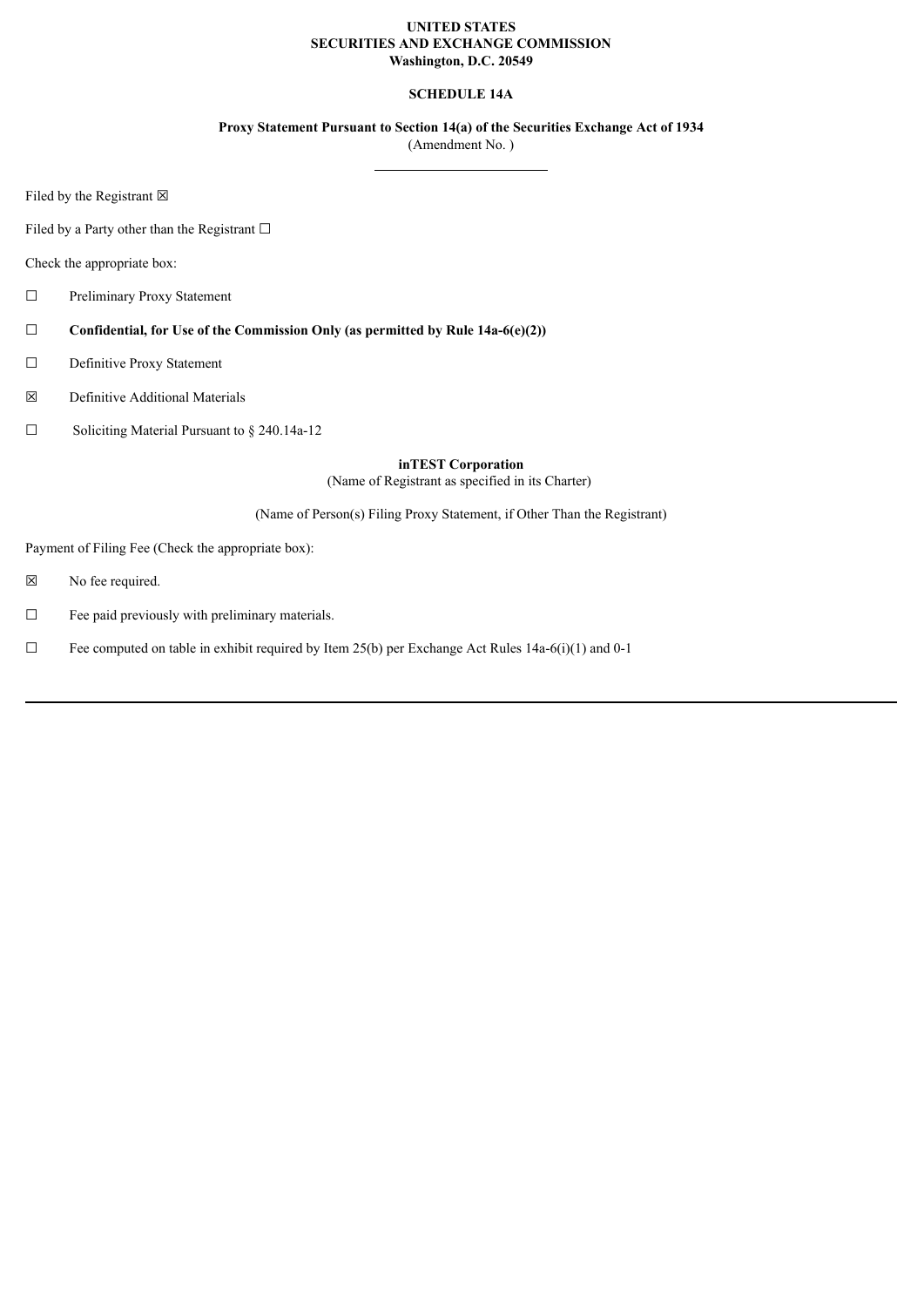**UNITED STATES**
**SECURITIES AND EXCHANGE COMMISSION**
**Washington, D.C. 20549**

**SCHEDULE 14A**

**Proxy Statement Pursuant to Section 14(a) of the Securities Exchange Act of 1934**
(Amendment No. )

---

Filed by the Registrant ☒

Filed by a Party other than the Registrant ☐

Check the appropriate box:

☐ Preliminary Proxy Statement

☐ **Confidential, for Use of the Commission Only (as permitted by Rule 14a-6(e)(2))**

☐ Definitive Proxy Statement

☒ Definitive Additional Materials

☐ Soliciting Material Pursuant to § 240.14a-12

**inTEST Corporation**
(Name of Registrant as specified in its Charter)

(Name of Person(s) Filing Proxy Statement, if Other Than the Registrant)

Payment of Filing Fee (Check the appropriate box):

☒ No fee required.

☐ Fee paid previously with preliminary materials.

☐ Fee computed on table in exhibit required by Item 25(b) per Exchange Act Rules 14a-6(i)(1) and 0-1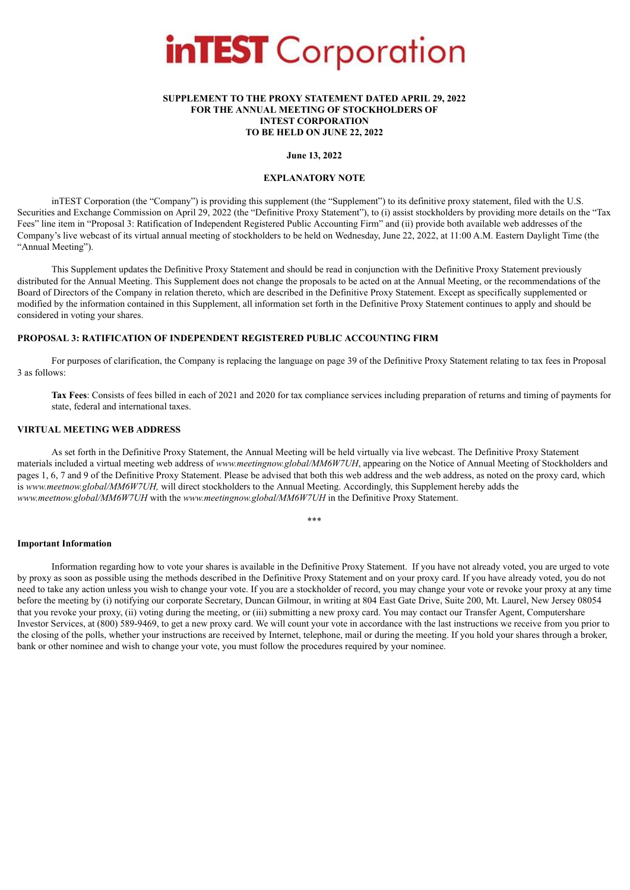# inTEST Corporation

**SUPPLEMENT TO THE PROXY STATEMENT DATED APRIL 29, 2022**
**FOR THE ANNUAL MEETING OF STOCKHOLDERS OF**
**INTEST CORPORATION**
**TO BE HELD ON JUNE 22, 2022**

**June 13, 2022**

**EXPLANATORY NOTE**

inTEST Corporation (the "Company") is providing this supplement (the "Supplement") to its definitive proxy statement, filed with the U.S. Securities and Exchange Commission on April 29, 2022 (the "Definitive Proxy Statement"), to (i) assist stockholders by providing more details on the "Tax Fees" line item in "Proposal 3: Ratification of Independent Registered Public Accounting Firm" and (ii) provide both available web addresses of the Company's live webcast of its virtual annual meeting of stockholders to be held on Wednesday, June 22, 2022, at 11:00 A.M. Eastern Daylight Time (the "Annual Meeting").

This Supplement updates the Definitive Proxy Statement and should be read in conjunction with the Definitive Proxy Statement previously distributed for the Annual Meeting. This Supplement does not change the proposals to be acted on at the Annual Meeting, or the recommendations of the Board of Directors of the Company in relation thereto, which are described in the Definitive Proxy Statement. Except as specifically supplemented or modified by the information contained in this Supplement, all information set forth in the Definitive Proxy Statement continues to apply and should be considered in voting your shares.

**PROPOSAL 3: RATIFICATION OF INDEPENDENT REGISTERED PUBLIC ACCOUNTING FIRM**

For purposes of clarification, the Company is replacing the language on page 39 of the Definitive Proxy Statement relating to tax fees in Proposal 3 as follows:

> **Tax Fees**: Consists of fees billed in each of 2021 and 2020 for tax compliance services including preparation of returns and timing of payments for state, federal and international taxes.

**VIRTUAL MEETING WEB ADDRESS**

As set forth in the Definitive Proxy Statement, the Annual Meeting will be held virtually via live webcast. The Definitive Proxy Statement materials included a virtual meeting web address of *www.meetingnow.global/MM6W7UH*, appearing on the Notice of Annual Meeting of Stockholders and pages 1, 6, 7 and 9 of the Definitive Proxy Statement. Please be advised that both this web address and the web address, as noted on the proxy card, which is *www.meetnow.global/MM6W7UH,* will direct stockholders to the Annual Meeting. Accordingly, this Supplement hereby adds the *www.meetnow.global/MM6W7UH* with the *www.meetingnow.global/MM6W7UH* in the Definitive Proxy Statement.

\*\*\*

**Important Information**

Information regarding how to vote your shares is available in the Definitive Proxy Statement. If you have not already voted, you are urged to vote by proxy as soon as possible using the methods described in the Definitive Proxy Statement and on your proxy card. If you have already voted, you do not need to take any action unless you wish to change your vote. If you are a stockholder of record, you may change your vote or revoke your proxy at any time before the meeting by (i) notifying our corporate Secretary, Duncan Gilmour, in writing at 804 East Gate Drive, Suite 200, Mt. Laurel, New Jersey 08054 that you revoke your proxy, (ii) voting during the meeting, or (iii) submitting a new proxy card. You may contact our Transfer Agent, Computershare Investor Services, at (800) 589-9469, to get a new proxy card. We will count your vote in accordance with the last instructions we receive from you prior to the closing of the polls, whether your instructions are received by Internet, telephone, mail or during the meeting. If you hold your shares through a broker, bank or other nominee and wish to change your vote, you must follow the procedures required by your nominee.